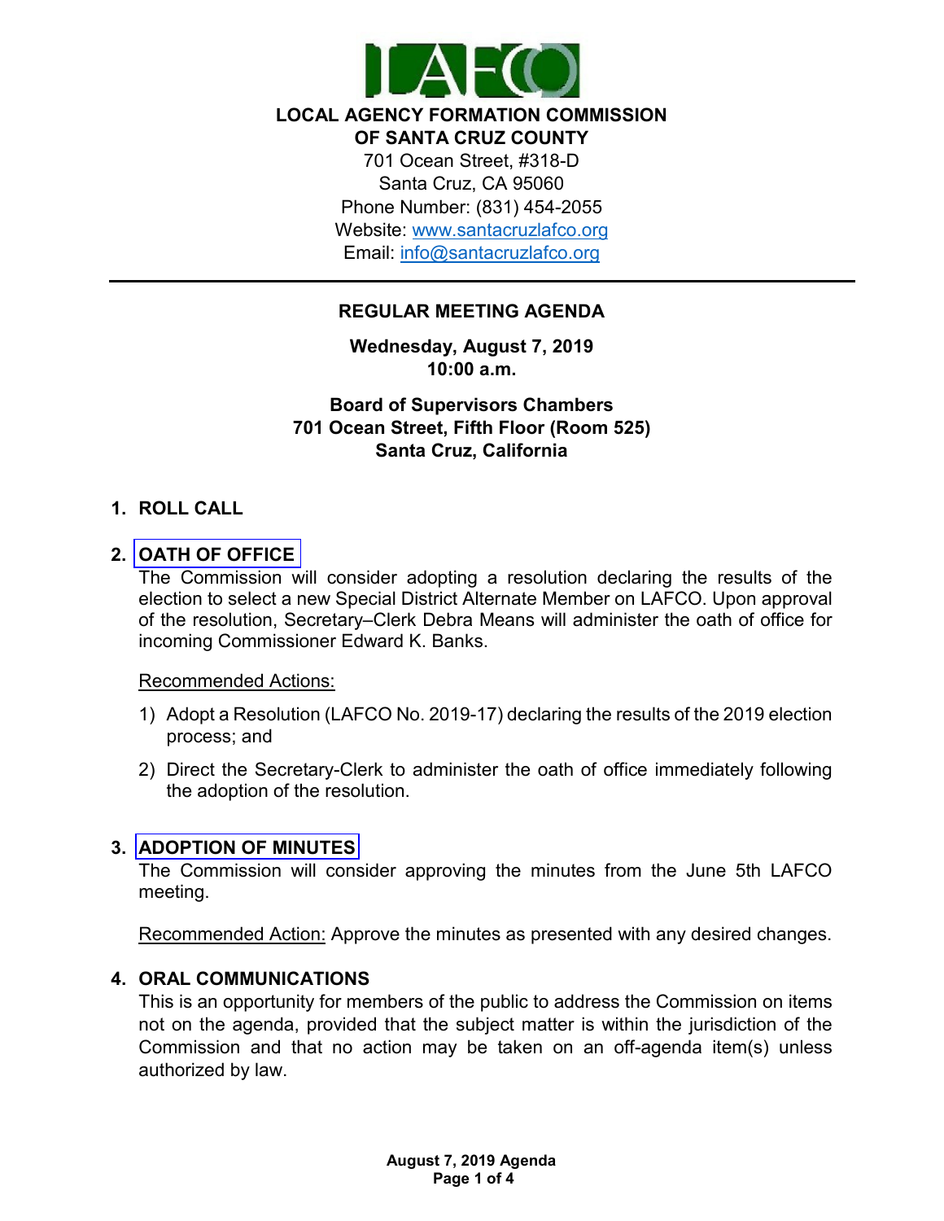**LOCAL AGENCY FORMATION COMMISSION**
**OF SANTA CRUZ COUNTY**
701 Ocean Street, #318-D
Santa Cruz, CA 95060
Phone Number: (831) 454-2055
Website: www.santacruzlafco.org
Email: info@santacruzlafco.org

---

# REGULAR MEETING AGENDA

**Wednesday, August 7, 2019**
**10:00 a.m.**

**Board of Supervisors Chambers**
**701 Ocean Street, Fifth Floor (Room 525)**
**Santa Cruz, California**

## 1. ROLL CALL

## 2. OATH OF OFFICE

The Commission will consider adopting a resolution declaring the results of the election to select a new Special District Alternate Member on LAFCO. Upon approval of the resolution, Secretary–Clerk Debra Means will administer the oath of office for incoming Commissioner Edward K. Banks.

Recommended Actions:

1) Adopt a Resolution (LAFCO No. 2019-17) declaring the results of the 2019 election process; and
2) Direct the Secretary-Clerk to administer the oath of office immediately following the adoption of the resolution.

## 3. ADOPTION OF MINUTES

The Commission will consider approving the minutes from the June 5th LAFCO meeting.

Recommended Action: Approve the minutes as presented with any desired changes.

## 4. ORAL COMMUNICATIONS

This is an opportunity for members of the public to address the Commission on items not on the agenda, provided that the subject matter is within the jurisdiction of the Commission and that no action may be taken on an off-agenda item(s) unless authorized by law.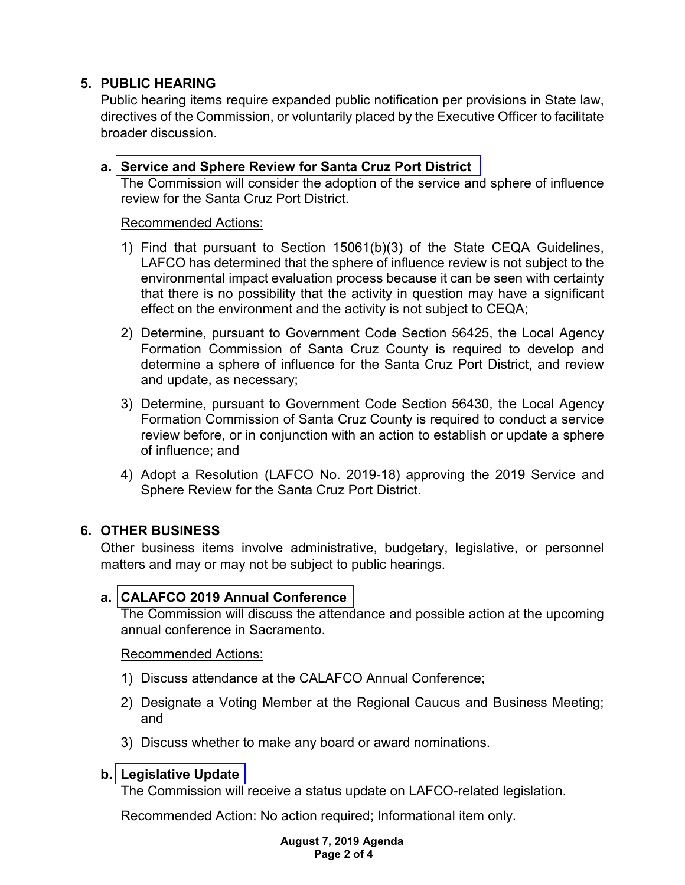## 5. PUBLIC HEARING

Public hearing items require expanded public notification per provisions in State law, directives of the Commission, or voluntarily placed by the Executive Officer to facilitate broader discussion.

### a. Service and Sphere Review for Santa Cruz Port District

The Commission will consider the adoption of the service and sphere of influence review for the Santa Cruz Port District.

Recommended Actions:

1) Find that pursuant to Section 15061(b)(3) of the State CEQA Guidelines, LAFCO has determined that the sphere of influence review is not subject to the environmental impact evaluation process because it can be seen with certainty that there is no possibility that the activity in question may have a significant effect on the environment and the activity is not subject to CEQA;
2) Determine, pursuant to Government Code Section 56425, the Local Agency Formation Commission of Santa Cruz County is required to develop and determine a sphere of influence for the Santa Cruz Port District, and review and update, as necessary;
3) Determine, pursuant to Government Code Section 56430, the Local Agency Formation Commission of Santa Cruz County is required to conduct a service review before, or in conjunction with an action to establish or update a sphere of influence; and
4) Adopt a Resolution (LAFCO No. 2019-18) approving the 2019 Service and Sphere Review for the Santa Cruz Port District.

## 6. OTHER BUSINESS

Other business items involve administrative, budgetary, legislative, or personnel matters and may or may not be subject to public hearings.

### a. CALAFCO 2019 Annual Conference

The Commission will discuss the attendance and possible action at the upcoming annual conference in Sacramento.

Recommended Actions:

1) Discuss attendance at the CALAFCO Annual Conference;
2) Designate a Voting Member at the Regional Caucus and Business Meeting; and
3) Discuss whether to make any board or award nominations.

### b. Legislative Update

The Commission will receive a status update on LAFCO-related legislation.

Recommended Action: No action required; Informational item only.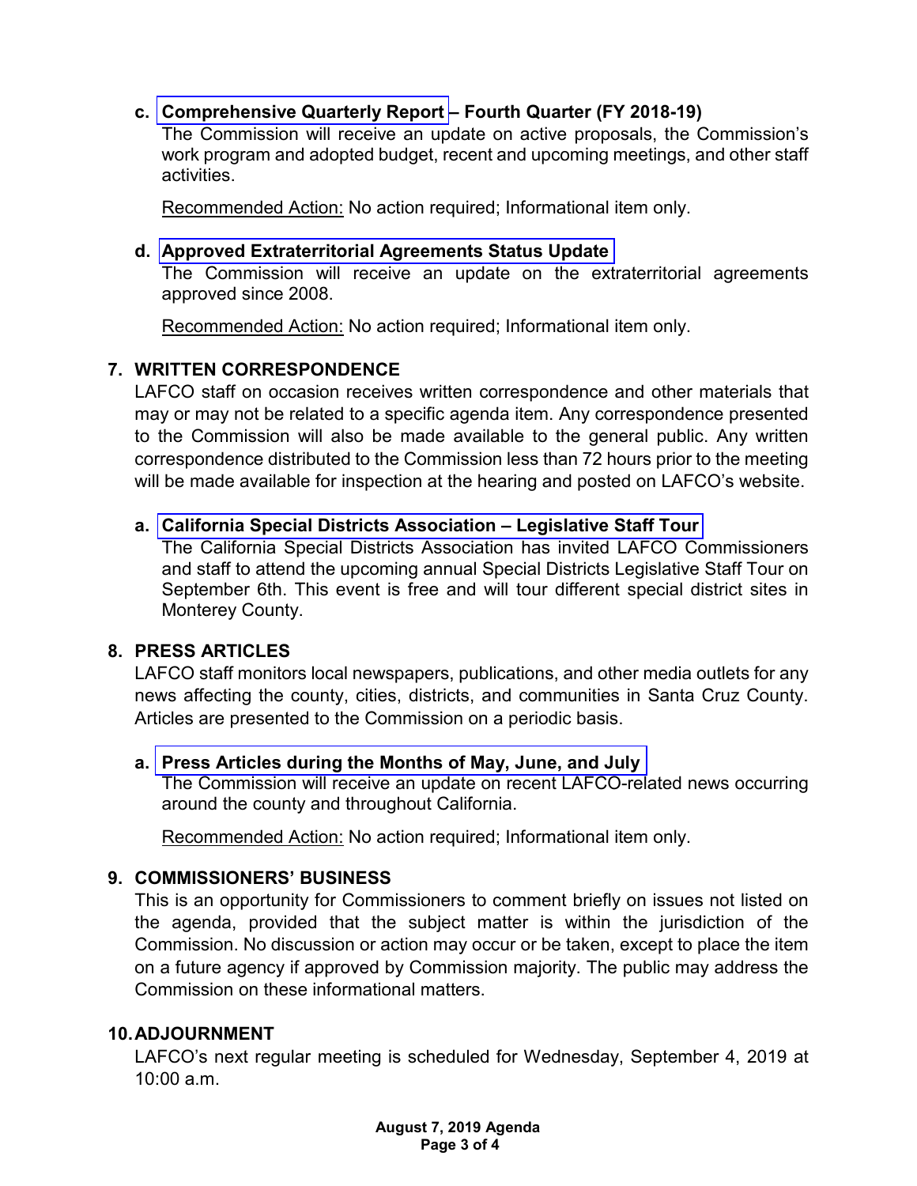**c. Comprehensive Quarterly Report – Fourth Quarter (FY 2018-19)**

The Commission will receive an update on active proposals, the Commission's work program and adopted budget, recent and upcoming meetings, and other staff activities.

Recommended Action: No action required; Informational item only.

**d. Approved Extraterritorial Agreements Status Update**

The Commission will receive an update on the extraterritorial agreements approved since 2008.

Recommended Action: No action required; Informational item only.

## 7. WRITTEN CORRESPONDENCE

LAFCO staff on occasion receives written correspondence and other materials that may or may not be related to a specific agenda item. Any correspondence presented to the Commission will also be made available to the general public. Any written correspondence distributed to the Commission less than 72 hours prior to the meeting will be made available for inspection at the hearing and posted on LAFCO's website.

**a. California Special Districts Association – Legislative Staff Tour**

The California Special Districts Association has invited LAFCO Commissioners and staff to attend the upcoming annual Special Districts Legislative Staff Tour on September 6th. This event is free and will tour different special district sites in Monterey County.

## 8. PRESS ARTICLES

LAFCO staff monitors local newspapers, publications, and other media outlets for any news affecting the county, cities, districts, and communities in Santa Cruz County. Articles are presented to the Commission on a periodic basis.

**a. Press Articles during the Months of May, June, and July**

The Commission will receive an update on recent LAFCO-related news occurring around the county and throughout California.

Recommended Action: No action required; Informational item only.

## 9. COMMISSIONERS' BUSINESS

This is an opportunity for Commissioners to comment briefly on issues not listed on the agenda, provided that the subject matter is within the jurisdiction of the Commission. No discussion or action may occur or be taken, except to place the item on a future agency if approved by Commission majority. The public may address the Commission on these informational matters.

## 10. ADJOURNMENT

LAFCO's next regular meeting is scheduled for Wednesday, September 4, 2019 at 10:00 a.m.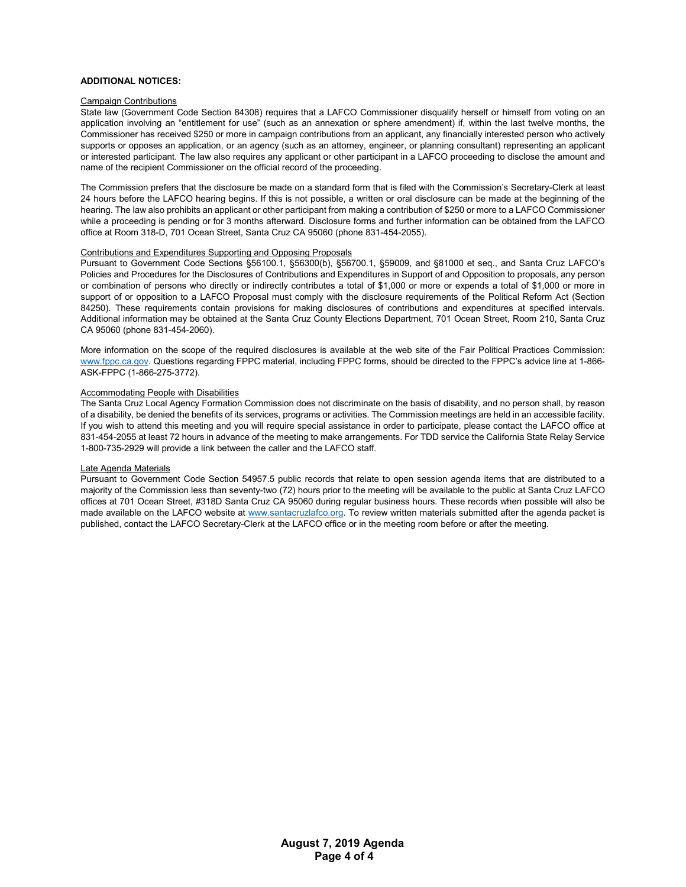**ADDITIONAL NOTICES:**

Campaign Contributions

State law (Government Code Section 84308) requires that a LAFCO Commissioner disqualify herself or himself from voting on an application involving an "entitlement for use" (such as an annexation or sphere amendment) if, within the last twelve months, the Commissioner has received $250 or more in campaign contributions from an applicant, any financially interested person who actively supports or opposes an application, or an agency (such as an attorney, engineer, or planning consultant) representing an applicant or interested participant. The law also requires any applicant or other participant in a LAFCO proceeding to disclose the amount and name of the recipient Commissioner on the official record of the proceeding.

The Commission prefers that the disclosure be made on a standard form that is filed with the Commission's Secretary-Clerk at least 24 hours before the LAFCO hearing begins. If this is not possible, a written or oral disclosure can be made at the beginning of the hearing. The law also prohibits an applicant or other participant from making a contribution of $250 or more to a LAFCO Commissioner while a proceeding is pending or for 3 months afterward. Disclosure forms and further information can be obtained from the LAFCO office at Room 318-D, 701 Ocean Street, Santa Cruz CA 95060 (phone 831-454-2055).

Contributions and Expenditures Supporting and Opposing Proposals

Pursuant to Government Code Sections §56100.1, §56300(b), §56700.1, §59009, and §81000 et seq., and Santa Cruz LAFCO's Policies and Procedures for the Disclosures of Contributions and Expenditures in Support of and Opposition to proposals, any person or combination of persons who directly or indirectly contributes a total of $1,000 or more or expends a total of $1,000 or more in support of or opposition to a LAFCO Proposal must comply with the disclosure requirements of the Political Reform Act (Section 84250). These requirements contain provisions for making disclosures of contributions and expenditures at specified intervals. Additional information may be obtained at the Santa Cruz County Elections Department, 701 Ocean Street, Room 210, Santa Cruz CA 95060 (phone 831-454-2060).

More information on the scope of the required disclosures is available at the web site of the Fair Political Practices Commission: www.fppc.ca.gov. Questions regarding FPPC material, including FPPC forms, should be directed to the FPPC's advice line at 1-866-ASK-FPPC (1-866-275-3772).

Accommodating People with Disabilities

The Santa Cruz Local Agency Formation Commission does not discriminate on the basis of disability, and no person shall, by reason of a disability, be denied the benefits of its services, programs or activities. The Commission meetings are held in an accessible facility. If you wish to attend this meeting and you will require special assistance in order to participate, please contact the LAFCO office at 831-454-2055 at least 72 hours in advance of the meeting to make arrangements. For TDD service the California State Relay Service 1-800-735-2929 will provide a link between the caller and the LAFCO staff.

Late Agenda Materials

Pursuant to Government Code Section 54957.5 public records that relate to open session agenda items that are distributed to a majority of the Commission less than seventy-two (72) hours prior to the meeting will be available to the public at Santa Cruz LAFCO offices at 701 Ocean Street, #318D Santa Cruz CA 95060 during regular business hours. These records when possible will also be made available on the LAFCO website at www.santacruzlafco.org. To review written materials submitted after the agenda packet is published, contact the LAFCO Secretary-Clerk at the LAFCO office or in the meeting room before or after the meeting.